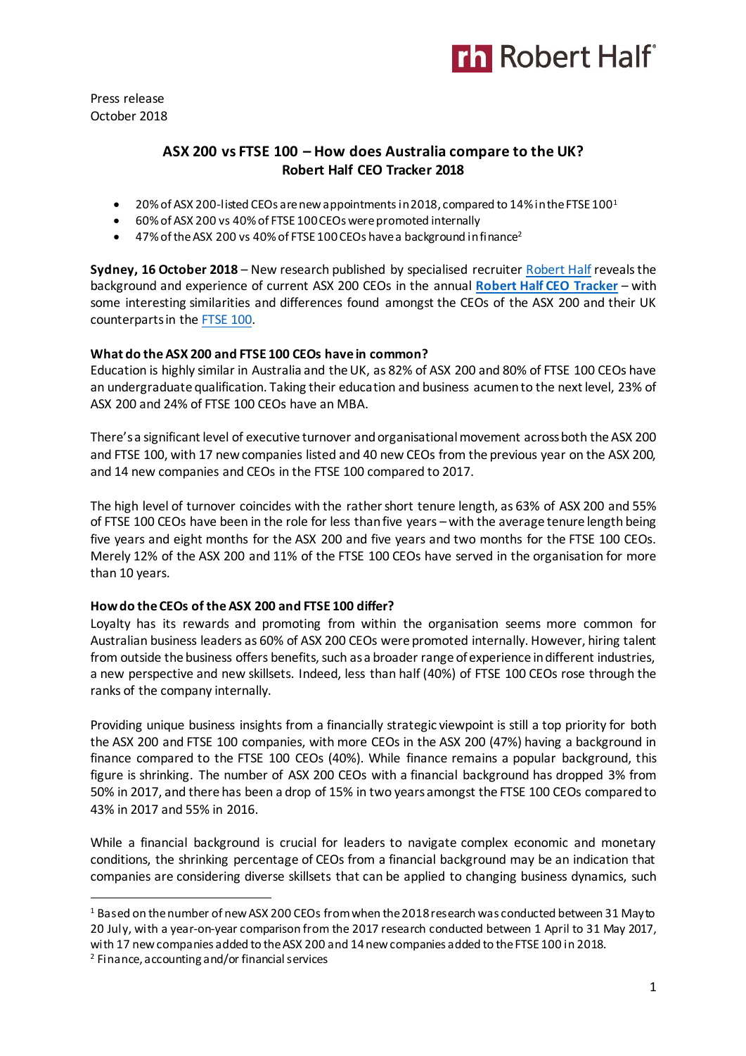Press release
October 2018

## ASX 200 vs FTSE 100 – How does Australia compare to the UK?
## Robert Half CEO Tracker 2018

- 20% of ASX 200-listed CEOs are new appointments in 2018, compared to 14% in the FTSE 100[1]
- 60% of ASX 200 vs 40% of FTSE 100 CEOs were promoted internally
- 47% of the ASX 200 vs 40% of FTSE 100 CEOs have a background in finance[2]

**Sydney, 16 October 2018** – New research published by specialised recruiter Robert Half reveals the background and experience of current ASX 200 CEOs in the annual **Robert Half CEO Tracker** – with some interesting similarities and differences found amongst the CEOs of the ASX 200 and their UK counterparts in the FTSE 100.

**What do the ASX 200 and FTSE 100 CEOs have in common?**
Education is highly similar in Australia and the UK, as 82% of ASX 200 and 80% of FTSE 100 CEOs have an undergraduate qualification. Taking their education and business acumen to the next level, 23% of ASX 200 and 24% of FTSE 100 CEOs have an MBA.

There's a significant level of executive turnover and organisational movement across both the ASX 200 and FTSE 100, with 17 new companies listed and 40 new CEOs from the previous year on the ASX 200, and 14 new companies and CEOs in the FTSE 100 compared to 2017.

The high level of turnover coincides with the rather short tenure length, as 63% of ASX 200 and 55% of FTSE 100 CEOs have been in the role for less than five years – with the average tenure length being five years and eight months for the ASX 200 and five years and two months for the FTSE 100 CEOs. Merely 12% of the ASX 200 and 11% of the FTSE 100 CEOs have served in the organisation for more than 10 years.

**How do the CEOs of the ASX 200 and FTSE 100 differ?**
Loyalty has its rewards and promoting from within the organisation seems more common for Australian business leaders as 60% of ASX 200 CEOs were promoted internally. However, hiring talent from outside the business offers benefits, such as a broader range of experience in different industries, a new perspective and new skillsets. Indeed, less than half (40%) of FTSE 100 CEOs rose through the ranks of the company internally.

Providing unique business insights from a financially strategic viewpoint is still a top priority for both the ASX 200 and FTSE 100 companies, with more CEOs in the ASX 200 (47%) having a background in finance compared to the FTSE 100 CEOs (40%). While finance remains a popular background, this figure is shrinking. The number of ASX 200 CEOs with a financial background has dropped 3% from 50% in 2017, and there has been a drop of 15% in two years amongst the FTSE 100 CEOs compared to 43% in 2017 and 55% in 2016.

While a financial background is crucial for leaders to navigate complex economic and monetary conditions, the shrinking percentage of CEOs from a financial background may be an indication that companies are considering diverse skillsets that can be applied to changing business dynamics, such

---

[1] Based on the number of new ASX 200 CEOs from when the 2018 research was conducted between 31 May to 20 July, with a year-on-year comparison from the 2017 research conducted between 1 April to 31 May 2017, with 17 new companies added to the ASX 200 and 14 new companies added to the FTSE 100 in 2018.
[2] Finance, accounting and/or financial services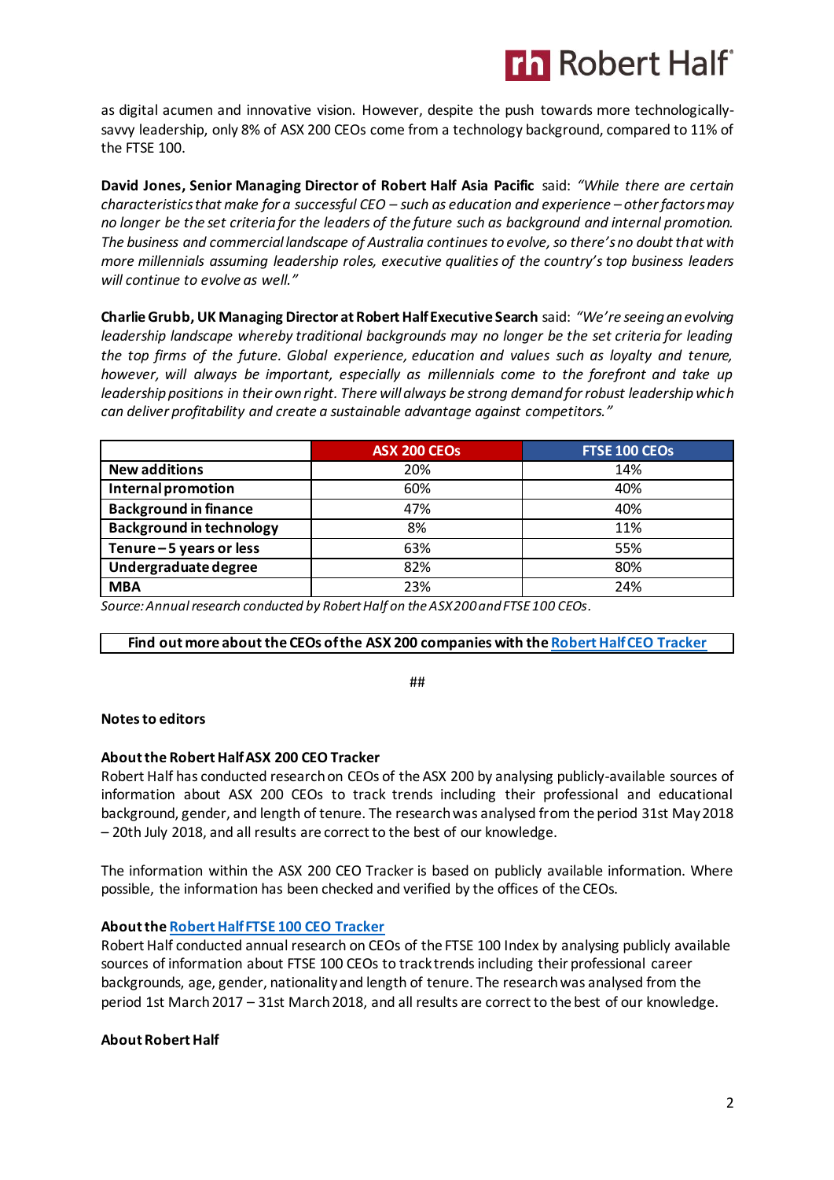as digital acumen and innovative vision. However, despite the push towards more technologically-savvy leadership, only 8% of ASX 200 CEOs come from a technology background, compared to 11% of the FTSE 100.

**David Jones, Senior Managing Director of Robert Half Asia Pacific** said: *"While there are certain characteristics that make for a successful CEO – such as education and experience – other factors may no longer be the set criteria for the leaders of the future such as background and internal promotion. The business and commercial landscape of Australia continues to evolve, so there's no doubt that with more millennials assuming leadership roles, executive qualities of the country's top business leaders will continue to evolve as well."*

**Charlie Grubb, UK Managing Director at Robert Half Executive Search** said: *"We're seeing an evolving leadership landscape whereby traditional backgrounds may no longer be the set criteria for leading the top firms of the future. Global experience, education and values such as loyalty and tenure, however, will always be important, especially as millennials come to the forefront and take up leadership positions in their own right. There will always be strong demand for robust leadership which can deliver profitability and create a sustainable advantage against competitors."*

| | ASX 200 CEOs | FTSE 100 CEOs |
|---|---|---|
| **New additions** | 20% | 14% |
| **Internal promotion** | 60% | 40% |
| **Background in finance** | 47% | 40% |
| **Background in technology** | 8% | 11% |
| **Tenure – 5 years or less** | 63% | 55% |
| **Undergraduate degree** | 82% | 80% |
| **MBA** | 23% | 24% |

*Source: Annual research conducted by Robert Half on the ASX 200 and FTSE 100 CEOs.*

**Find out more about the CEOs of the ASX 200 companies with the Robert Half CEO Tracker**

##

**Notes to editors**

**About the Robert Half ASX 200 CEO Tracker**

Robert Half has conducted research on CEOs of the ASX 200 by analysing publicly-available sources of information about ASX 200 CEOs to track trends including their professional and educational background, gender, and length of tenure. The research was analysed from the period 31st May 2018 – 20th July 2018, and all results are correct to the best of our knowledge.

The information within the ASX 200 CEO Tracker is based on publicly available information. Where possible, the information has been checked and verified by the offices of the CEOs.

**About the Robert Half FTSE 100 CEO Tracker**

Robert Half conducted annual research on CEOs of the FTSE 100 Index by analysing publicly available sources of information about FTSE 100 CEOs to track trends including their professional career backgrounds, age, gender, nationality and length of tenure. The research was analysed from the period 1st March 2017 – 31st March 2018, and all results are correct to the best of our knowledge.

**About Robert Half**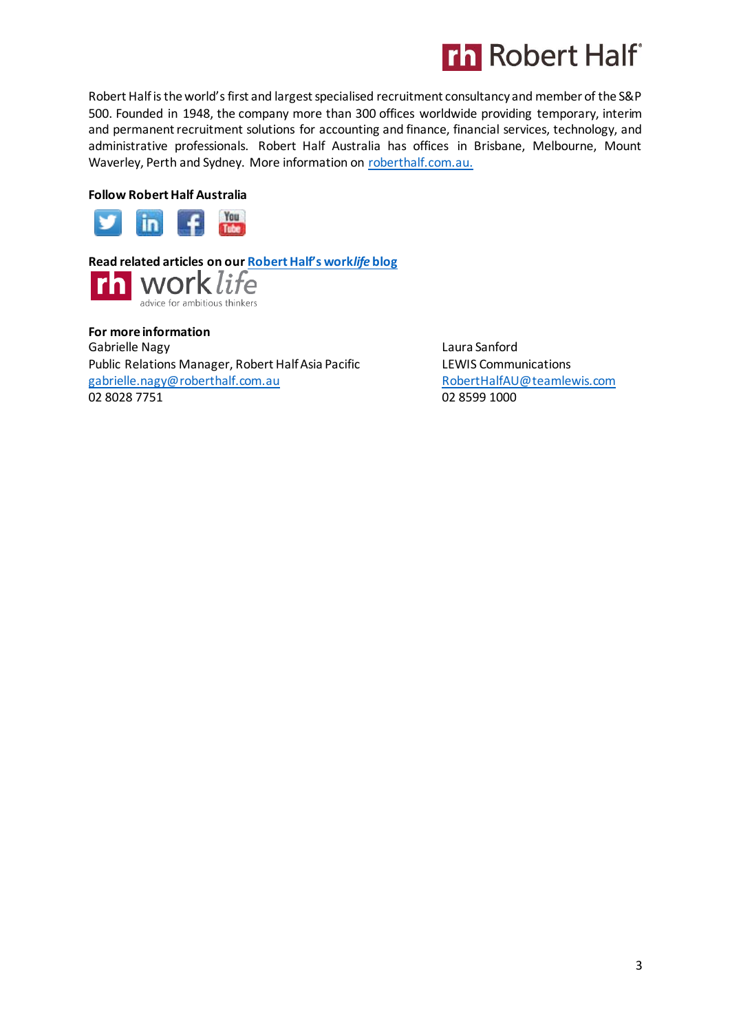Robert Half is the world's first and largest specialised recruitment consultancy and member of the S&P 500. Founded in 1948, the company more than 300 offices worldwide providing temporary, interim and permanent recruitment solutions for accounting and finance, financial services, technology, and administrative professionals. Robert Half Australia has offices in Brisbane, Melbourne, Mount Waverley, Perth and Sydney. More information on roberthalf.com.au.

**Follow Robert Half Australia**

**Read related articles on our Robert Half's work*life* blog**

**For more information**

Gabrielle Nagy
Public Relations Manager, Robert Half Asia Pacific
gabrielle.nagy@roberthalf.com.au
02 8028 7751

Laura Sanford
LEWIS Communications
RobertHalfAU@teamlewis.com
02 8599 1000